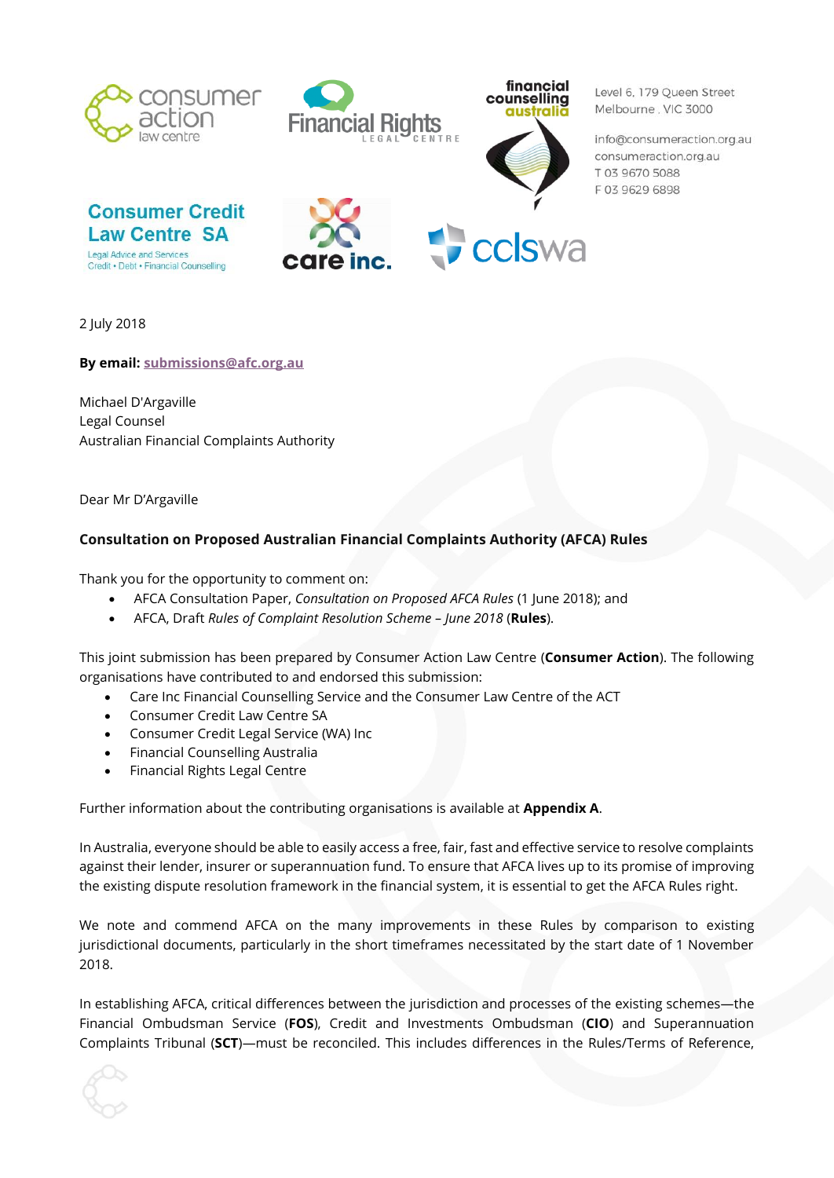Level 6, 179 Queen Street
Melbourne, VIC 3000

info@consumeraction.org.au
consumeraction.org.au
T 03 9670 5088
F 03 9629 6898

2 July 2018

**By email:** submissions@afc.org.au

Michael D'Argaville
Legal Counsel
Australian Financial Complaints Authority

Dear Mr D'Argaville

**Consultation on Proposed Australian Financial Complaints Authority (AFCA) Rules**

Thank you for the opportunity to comment on:

- AFCA Consultation Paper, *Consultation on Proposed AFCA Rules* (1 June 2018); and
- AFCA, Draft *Rules of Complaint Resolution Scheme – June 2018* (**Rules**).

This joint submission has been prepared by Consumer Action Law Centre (**Consumer Action**). The following organisations have contributed to and endorsed this submission:

- Care Inc Financial Counselling Service and the Consumer Law Centre of the ACT
- Consumer Credit Law Centre SA
- Consumer Credit Legal Service (WA) Inc
- Financial Counselling Australia
- Financial Rights Legal Centre

Further information about the contributing organisations is available at **Appendix A**.

In Australia, everyone should be able to easily access a free, fair, fast and effective service to resolve complaints against their lender, insurer or superannuation fund. To ensure that AFCA lives up to its promise of improving the existing dispute resolution framework in the financial system, it is essential to get the AFCA Rules right.

We note and commend AFCA on the many improvements in these Rules by comparison to existing jurisdictional documents, particularly in the short timeframes necessitated by the start date of 1 November 2018.

In establishing AFCA, critical differences between the jurisdiction and processes of the existing schemes—the Financial Ombudsman Service (**FOS**), Credit and Investments Ombudsman (**CIO**) and Superannuation Complaints Tribunal (**SCT**)—must be reconciled. This includes differences in the Rules/Terms of Reference,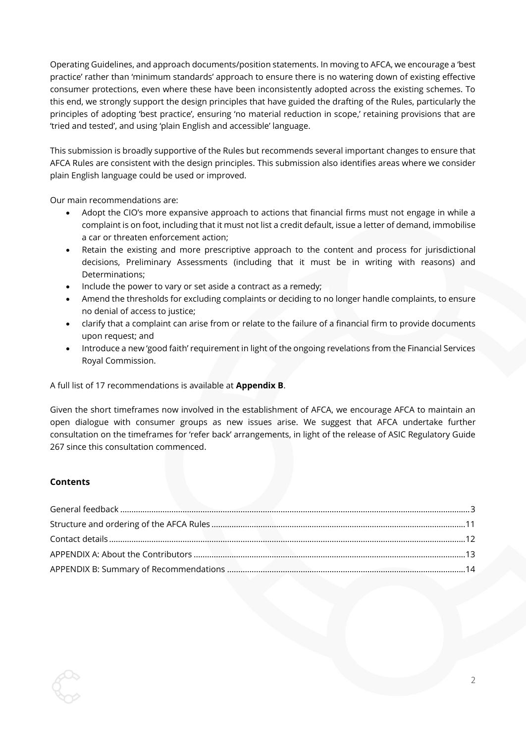Operating Guidelines, and approach documents/position statements. In moving to AFCA, we encourage a 'best practice' rather than 'minimum standards' approach to ensure there is no watering down of existing effective consumer protections, even where these have been inconsistently adopted across the existing schemes. To this end, we strongly support the design principles that have guided the drafting of the Rules, particularly the principles of adopting 'best practice', ensuring 'no material reduction in scope,' retaining provisions that are 'tried and tested', and using 'plain English and accessible' language.

This submission is broadly supportive of the Rules but recommends several important changes to ensure that AFCA Rules are consistent with the design principles. This submission also identifies areas where we consider plain English language could be used or improved.

Our main recommendations are:

- Adopt the CIO's more expansive approach to actions that financial firms must not engage in while a complaint is on foot, including that it must not list a credit default, issue a letter of demand, immobilise a car or threaten enforcement action;
- Retain the existing and more prescriptive approach to the content and process for jurisdictional decisions, Preliminary Assessments (including that it must be in writing with reasons) and Determinations;
- Include the power to vary or set aside a contract as a remedy;
- Amend the thresholds for excluding complaints or deciding to no longer handle complaints, to ensure no denial of access to justice;
- clarify that a complaint can arise from or relate to the failure of a financial firm to provide documents upon request; and
- Introduce a new 'good faith' requirement in light of the ongoing revelations from the Financial Services Royal Commission.

A full list of 17 recommendations is available at **Appendix B**.

Given the short timeframes now involved in the establishment of AFCA, we encourage AFCA to maintain an open dialogue with consumer groups as new issues arise. We suggest that AFCA undertake further consultation on the timeframes for 'refer back' arrangements, in light of the release of ASIC Regulatory Guide 267 since this consultation commenced.

**Contents**

General feedback ........................................ 3
Structure and ordering of the AFCA Rules ........................................ 11
Contact details ........................................ 12
APPENDIX A: About the Contributors ........................................ 13
APPENDIX B: Summary of Recommendations ........................................ 14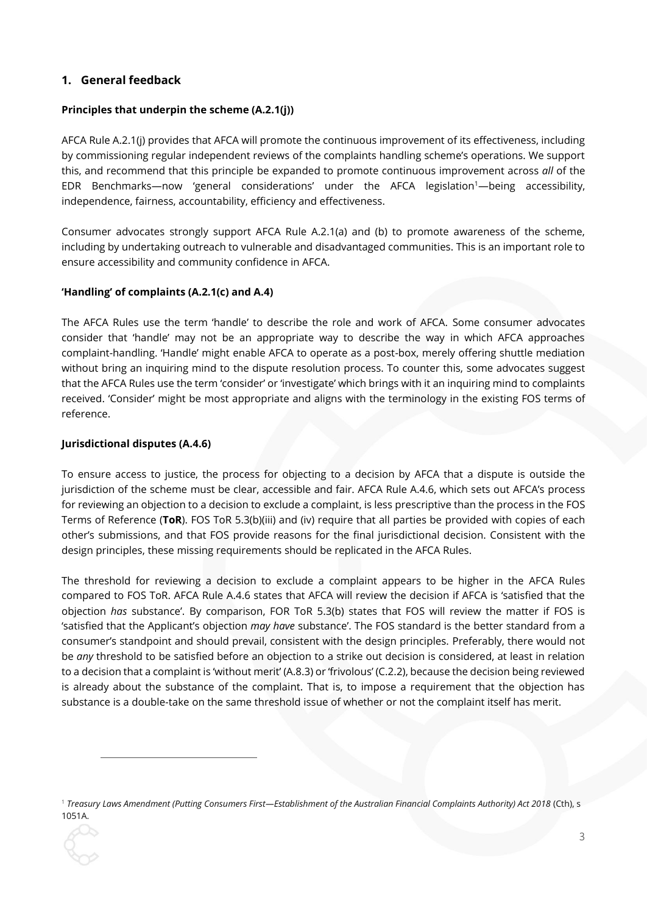## 1. General feedback

### Principles that underpin the scheme (A.2.1(j))

AFCA Rule A.2.1(j) provides that AFCA will promote the continuous improvement of its effectiveness, including by commissioning regular independent reviews of the complaints handling scheme's operations. We support this, and recommend that this principle be expanded to promote continuous improvement across *all* of the EDR Benchmarks—now 'general considerations' under the AFCA legislation[1]—being accessibility, independence, fairness, accountability, efficiency and effectiveness.

Consumer advocates strongly support AFCA Rule A.2.1(a) and (b) to promote awareness of the scheme, including by undertaking outreach to vulnerable and disadvantaged communities. This is an important role to ensure accessibility and community confidence in AFCA.

### 'Handling' of complaints (A.2.1(c) and A.4)

The AFCA Rules use the term 'handle' to describe the role and work of AFCA. Some consumer advocates consider that 'handle' may not be an appropriate way to describe the way in which AFCA approaches complaint-handling. 'Handle' might enable AFCA to operate as a post-box, merely offering shuttle mediation without bring an inquiring mind to the dispute resolution process. To counter this, some advocates suggest that the AFCA Rules use the term 'consider' or 'investigate' which brings with it an inquiring mind to complaints received. 'Consider' might be most appropriate and aligns with the terminology in the existing FOS terms of reference.

### Jurisdictional disputes (A.4.6)

To ensure access to justice, the process for objecting to a decision by AFCA that a dispute is outside the jurisdiction of the scheme must be clear, accessible and fair. AFCA Rule A.4.6, which sets out AFCA's process for reviewing an objection to a decision to exclude a complaint, is less prescriptive than the process in the FOS Terms of Reference (**ToR**). FOS ToR 5.3(b)(iii) and (iv) require that all parties be provided with copies of each other's submissions, and that FOS provide reasons for the final jurisdictional decision. Consistent with the design principles, these missing requirements should be replicated in the AFCA Rules.

The threshold for reviewing a decision to exclude a complaint appears to be higher in the AFCA Rules compared to FOS ToR. AFCA Rule A.4.6 states that AFCA will review the decision if AFCA is 'satisfied that the objection *has* substance'. By comparison, FOR ToR 5.3(b) states that FOS will review the matter if FOS is 'satisfied that the Applicant's objection *may have* substance'. The FOS standard is the better standard from a consumer's standpoint and should prevail, consistent with the design principles. Preferably, there would not be *any* threshold to be satisfied before an objection to a strike out decision is considered, at least in relation to a decision that a complaint is 'without merit' (A.8.3) or 'frivolous' (C.2.2), because the decision being reviewed is already about the substance of the complaint. That is, to impose a requirement that the objection has substance is a double-take on the same threshold issue of whether or not the complaint itself has merit.

---

[1] *Treasury Laws Amendment (Putting Consumers First—Establishment of the Australian Financial Complaints Authority) Act 2018* (Cth), s 1051A.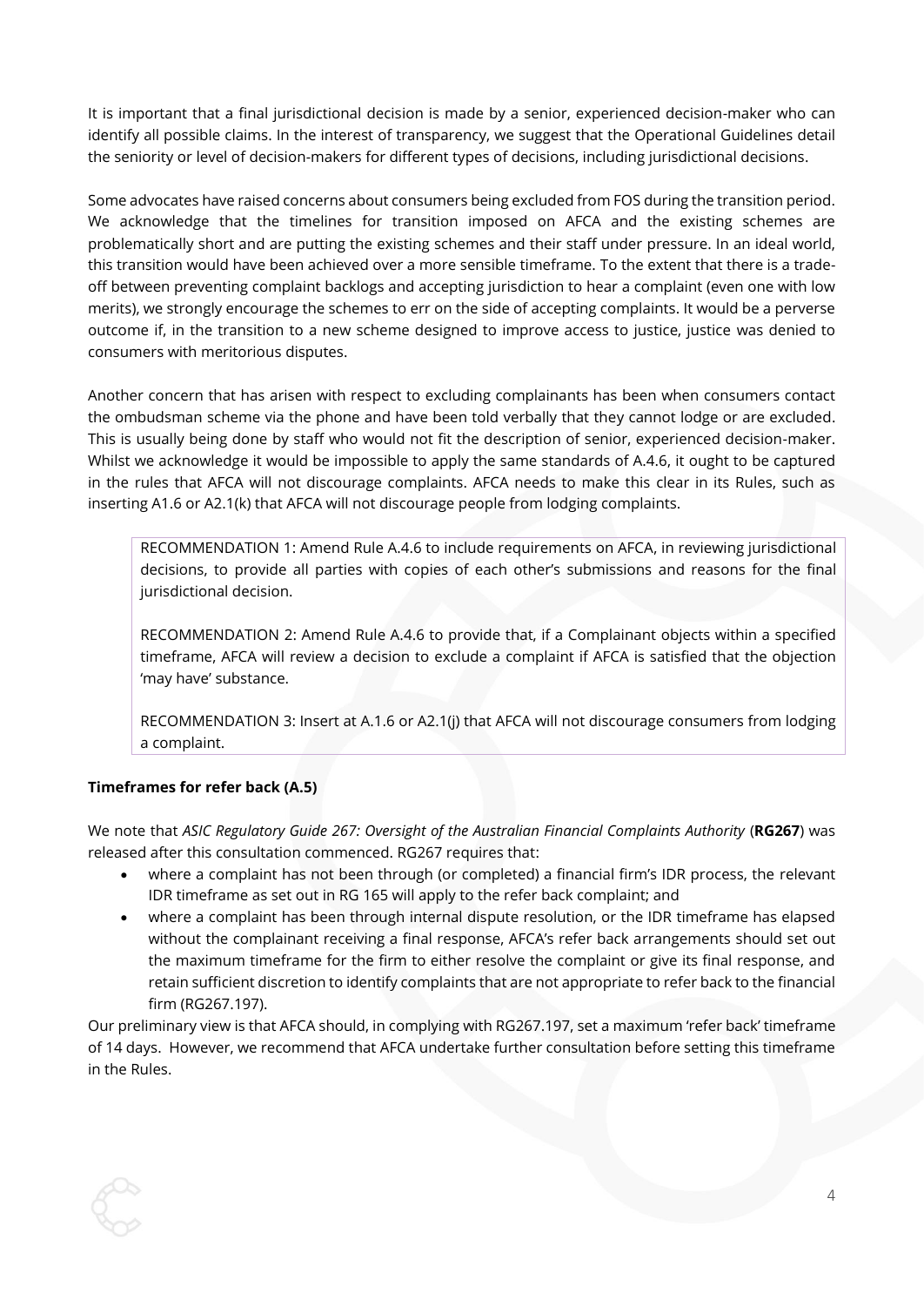It is important that a final jurisdictional decision is made by a senior, experienced decision-maker who can identify all possible claims. In the interest of transparency, we suggest that the Operational Guidelines detail the seniority or level of decision-makers for different types of decisions, including jurisdictional decisions.

Some advocates have raised concerns about consumers being excluded from FOS during the transition period. We acknowledge that the timelines for transition imposed on AFCA and the existing schemes are problematically short and are putting the existing schemes and their staff under pressure. In an ideal world, this transition would have been achieved over a more sensible timeframe. To the extent that there is a trade-off between preventing complaint backlogs and accepting jurisdiction to hear a complaint (even one with low merits), we strongly encourage the schemes to err on the side of accepting complaints. It would be a perverse outcome if, in the transition to a new scheme designed to improve access to justice, justice was denied to consumers with meritorious disputes.

Another concern that has arisen with respect to excluding complainants has been when consumers contact the ombudsman scheme via the phone and have been told verbally that they cannot lodge or are excluded. This is usually being done by staff who would not fit the description of senior, experienced decision-maker. Whilst we acknowledge it would be impossible to apply the same standards of A.4.6, it ought to be captured in the rules that AFCA will not discourage complaints. AFCA needs to make this clear in its Rules, such as inserting A1.6 or A2.1(k) that AFCA will not discourage people from lodging complaints.

> RECOMMENDATION 1: Amend Rule A.4.6 to include requirements on AFCA, in reviewing jurisdictional decisions, to provide all parties with copies of each other's submissions and reasons for the final jurisdictional decision.
>
> RECOMMENDATION 2: Amend Rule A.4.6 to provide that, if a Complainant objects within a specified timeframe, AFCA will review a decision to exclude a complaint if AFCA is satisfied that the objection 'may have' substance.
>
> RECOMMENDATION 3: Insert at A.1.6 or A2.1(j) that AFCA will not discourage consumers from lodging a complaint.

**Timeframes for refer back (A.5)**

We note that *ASIC Regulatory Guide 267: Oversight of the Australian Financial Complaints Authority* (**RG267**) was released after this consultation commenced. RG267 requires that:

- where a complaint has not been through (or completed) a financial firm's IDR process, the relevant IDR timeframe as set out in RG 165 will apply to the refer back complaint; and
- where a complaint has been through internal dispute resolution, or the IDR timeframe has elapsed without the complainant receiving a final response, AFCA's refer back arrangements should set out the maximum timeframe for the firm to either resolve the complaint or give its final response, and retain sufficient discretion to identify complaints that are not appropriate to refer back to the financial firm (RG267.197).

Our preliminary view is that AFCA should, in complying with RG267.197, set a maximum 'refer back' timeframe of 14 days. However, we recommend that AFCA undertake further consultation before setting this timeframe in the Rules.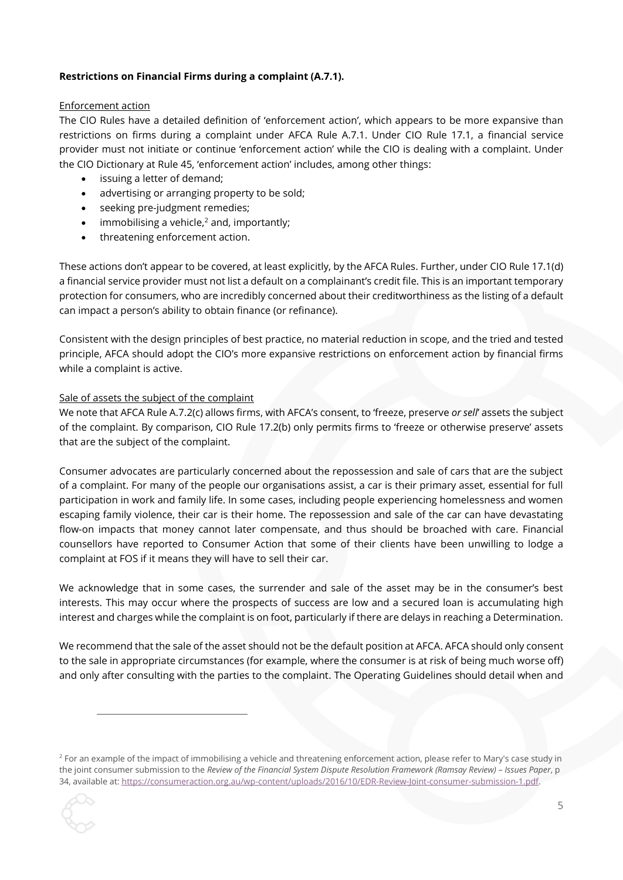**Restrictions on Financial Firms during a complaint (A.7.1).**

Enforcement action

The CIO Rules have a detailed definition of 'enforcement action', which appears to be more expansive than restrictions on firms during a complaint under AFCA Rule A.7.1. Under CIO Rule 17.1, a financial service provider must not initiate or continue 'enforcement action' while the CIO is dealing with a complaint. Under the CIO Dictionary at Rule 45, 'enforcement action' includes, among other things:

- issuing a letter of demand;
- advertising or arranging property to be sold;
- seeking pre-judgment remedies;
- immobilising a vehicle,[2] and, importantly;
- threatening enforcement action.

These actions don't appear to be covered, at least explicitly, by the AFCA Rules. Further, under CIO Rule 17.1(d) a financial service provider must not list a default on a complainant's credit file. This is an important temporary protection for consumers, who are incredibly concerned about their creditworthiness as the listing of a default can impact a person's ability to obtain finance (or refinance).

Consistent with the design principles of best practice, no material reduction in scope, and the tried and tested principle, AFCA should adopt the CIO's more expansive restrictions on enforcement action by financial firms while a complaint is active.

Sale of assets the subject of the complaint

We note that AFCA Rule A.7.2(c) allows firms, with AFCA's consent, to 'freeze, preserve *or sell*' assets the subject of the complaint. By comparison, CIO Rule 17.2(b) only permits firms to 'freeze or otherwise preserve' assets that are the subject of the complaint.

Consumer advocates are particularly concerned about the repossession and sale of cars that are the subject of a complaint. For many of the people our organisations assist, a car is their primary asset, essential for full participation in work and family life. In some cases, including people experiencing homelessness and women escaping family violence, their car is their home. The repossession and sale of the car can have devastating flow-on impacts that money cannot later compensate, and thus should be broached with care. Financial counsellors have reported to Consumer Action that some of their clients have been unwilling to lodge a complaint at FOS if it means they will have to sell their car.

We acknowledge that in some cases, the surrender and sale of the asset may be in the consumer's best interests. This may occur where the prospects of success are low and a secured loan is accumulating high interest and charges while the complaint is on foot, particularly if there are delays in reaching a Determination.

We recommend that the sale of the asset should not be the default position at AFCA. AFCA should only consent to the sale in appropriate circumstances (for example, where the consumer is at risk of being much worse off) and only after consulting with the parties to the complaint. The Operating Guidelines should detail when and

---

[2] For an example of the impact of immobilising a vehicle and threatening enforcement action, please refer to Mary's case study in the joint consumer submission to the *Review of the Financial System Dispute Resolution Framework (Ramsay Review) – Issues Paper*, p 34, available at: https://consumeraction.org.au/wp-content/uploads/2016/10/EDR-Review-Joint-consumer-submission-1.pdf.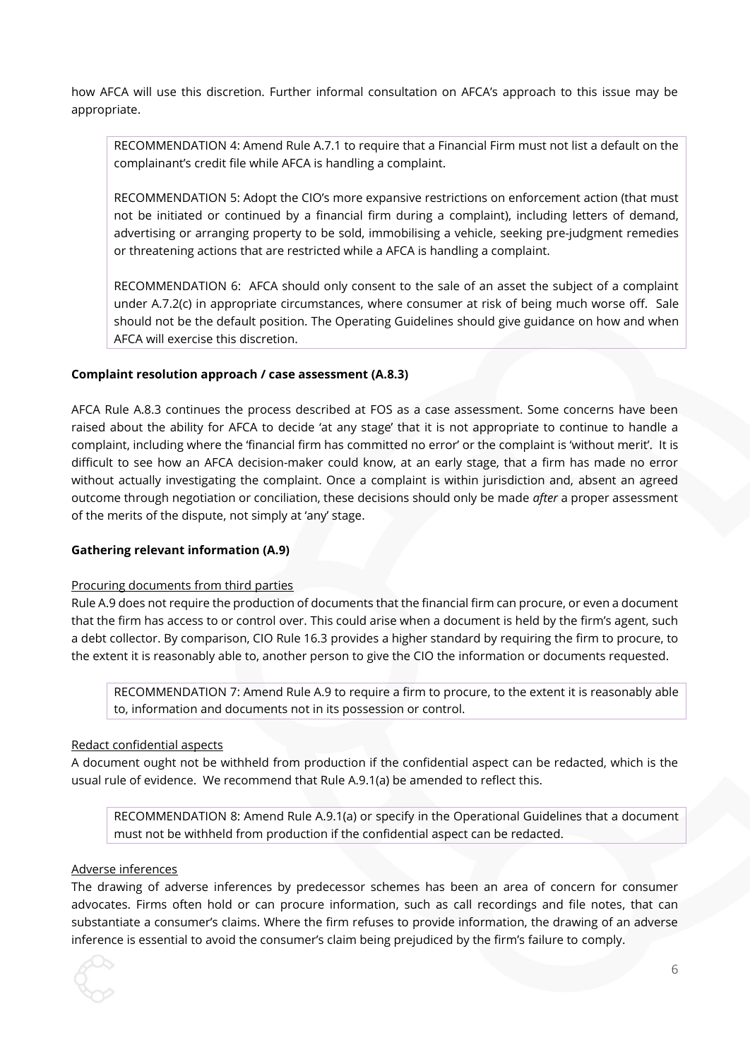how AFCA will use this discretion. Further informal consultation on AFCA's approach to this issue may be appropriate.

> RECOMMENDATION 4: Amend Rule A.7.1 to require that a Financial Firm must not list a default on the complainant's credit file while AFCA is handling a complaint.
>
> RECOMMENDATION 5: Adopt the CIO's more expansive restrictions on enforcement action (that must not be initiated or continued by a financial firm during a complaint), including letters of demand, advertising or arranging property to be sold, immobilising a vehicle, seeking pre-judgment remedies or threatening actions that are restricted while a AFCA is handling a complaint.
>
> RECOMMENDATION 6: AFCA should only consent to the sale of an asset the subject of a complaint under A.7.2(c) in appropriate circumstances, where consumer at risk of being much worse off. Sale should not be the default position. The Operating Guidelines should give guidance on how and when AFCA will exercise this discretion.

**Complaint resolution approach / case assessment (A.8.3)**

AFCA Rule A.8.3 continues the process described at FOS as a case assessment. Some concerns have been raised about the ability for AFCA to decide 'at any stage' that it is not appropriate to continue to handle a complaint, including where the 'financial firm has committed no error' or the complaint is 'without merit'. It is difficult to see how an AFCA decision-maker could know, at an early stage, that a firm has made no error without actually investigating the complaint. Once a complaint is within jurisdiction and, absent an agreed outcome through negotiation or conciliation, these decisions should only be made *after* a proper assessment of the merits of the dispute, not simply at 'any' stage.

**Gathering relevant information (A.9)**

Procuring documents from third parties

Rule A.9 does not require the production of documents that the financial firm can procure, or even a document that the firm has access to or control over. This could arise when a document is held by the firm's agent, such a debt collector. By comparison, CIO Rule 16.3 provides a higher standard by requiring the firm to procure, to the extent it is reasonably able to, another person to give the CIO the information or documents requested.

> RECOMMENDATION 7: Amend Rule A.9 to require a firm to procure, to the extent it is reasonably able to, information and documents not in its possession or control.

Redact confidential aspects

A document ought not be withheld from production if the confidential aspect can be redacted, which is the usual rule of evidence. We recommend that Rule A.9.1(a) be amended to reflect this.

> RECOMMENDATION 8: Amend Rule A.9.1(a) or specify in the Operational Guidelines that a document must not be withheld from production if the confidential aspect can be redacted.

Adverse inferences

The drawing of adverse inferences by predecessor schemes has been an area of concern for consumer advocates. Firms often hold or can procure information, such as call recordings and file notes, that can substantiate a consumer's claims. Where the firm refuses to provide information, the drawing of an adverse inference is essential to avoid the consumer's claim being prejudiced by the firm's failure to comply.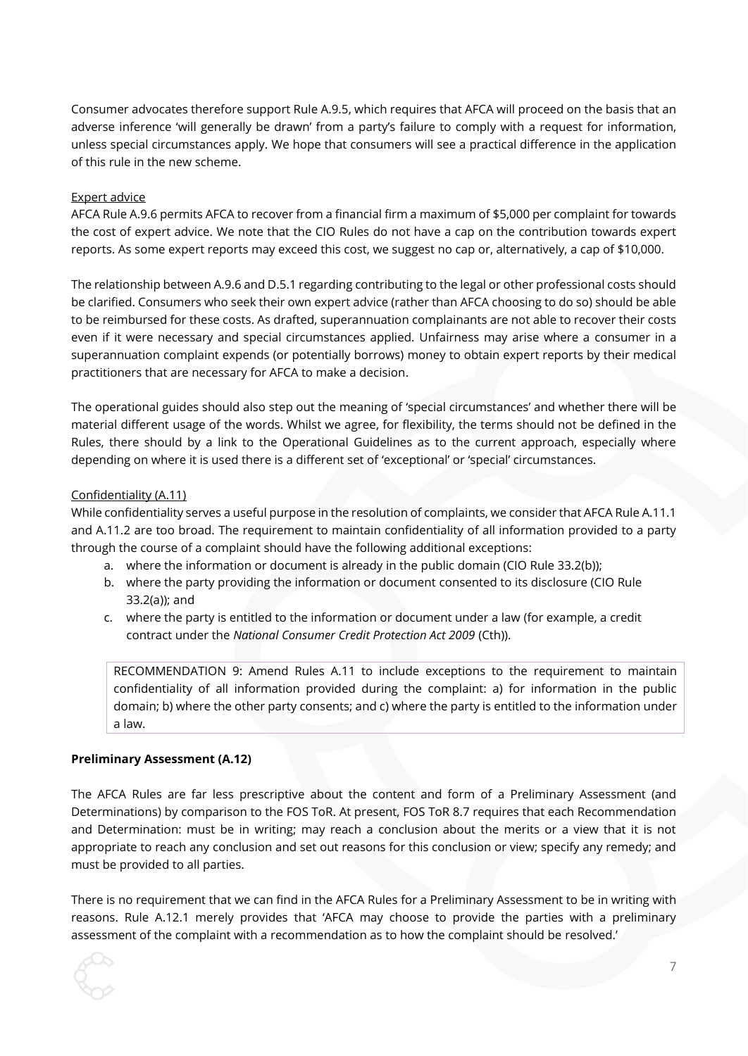Consumer advocates therefore support Rule A.9.5, which requires that AFCA will proceed on the basis that an adverse inference 'will generally be drawn' from a party's failure to comply with a request for information, unless special circumstances apply. We hope that consumers will see a practical difference in the application of this rule in the new scheme.

Expert advice

AFCA Rule A.9.6 permits AFCA to recover from a financial firm a maximum of $5,000 per complaint for towards the cost of expert advice. We note that the CIO Rules do not have a cap on the contribution towards expert reports. As some expert reports may exceed this cost, we suggest no cap or, alternatively, a cap of $10,000.

The relationship between A.9.6 and D.5.1 regarding contributing to the legal or other professional costs should be clarified. Consumers who seek their own expert advice (rather than AFCA choosing to do so) should be able to be reimbursed for these costs. As drafted, superannuation complainants are not able to recover their costs even if it were necessary and special circumstances applied. Unfairness may arise where a consumer in a superannuation complaint expends (or potentially borrows) money to obtain expert reports by their medical practitioners that are necessary for AFCA to make a decision.

The operational guides should also step out the meaning of 'special circumstances' and whether there will be material different usage of the words. Whilst we agree, for flexibility, the terms should not be defined in the Rules, there should by a link to the Operational Guidelines as to the current approach, especially where depending on where it is used there is a different set of 'exceptional' or 'special' circumstances.

Confidentiality (A.11)

While confidentiality serves a useful purpose in the resolution of complaints, we consider that AFCA Rule A.11.1 and A.11.2 are too broad. The requirement to maintain confidentiality of all information provided to a party through the course of a complaint should have the following additional exceptions:

a. where the information or document is already in the public domain (CIO Rule 33.2(b));
b. where the party providing the information or document consented to its disclosure (CIO Rule 33.2(a)); and
c. where the party is entitled to the information or document under a law (for example, a credit contract under the *National Consumer Credit Protection Act 2009* (Cth)).

> RECOMMENDATION 9: Amend Rules A.11 to include exceptions to the requirement to maintain confidentiality of all information provided during the complaint: a) for information in the public domain; b) where the other party consents; and c) where the party is entitled to the information under a law.

**Preliminary Assessment (A.12)**

The AFCA Rules are far less prescriptive about the content and form of a Preliminary Assessment (and Determinations) by comparison to the FOS ToR. At present, FOS ToR 8.7 requires that each Recommendation and Determination: must be in writing; may reach a conclusion about the merits or a view that it is not appropriate to reach any conclusion and set out reasons for this conclusion or view; specify any remedy; and must be provided to all parties.

There is no requirement that we can find in the AFCA Rules for a Preliminary Assessment to be in writing with reasons. Rule A.12.1 merely provides that 'AFCA may choose to provide the parties with a preliminary assessment of the complaint with a recommendation as to how the complaint should be resolved.'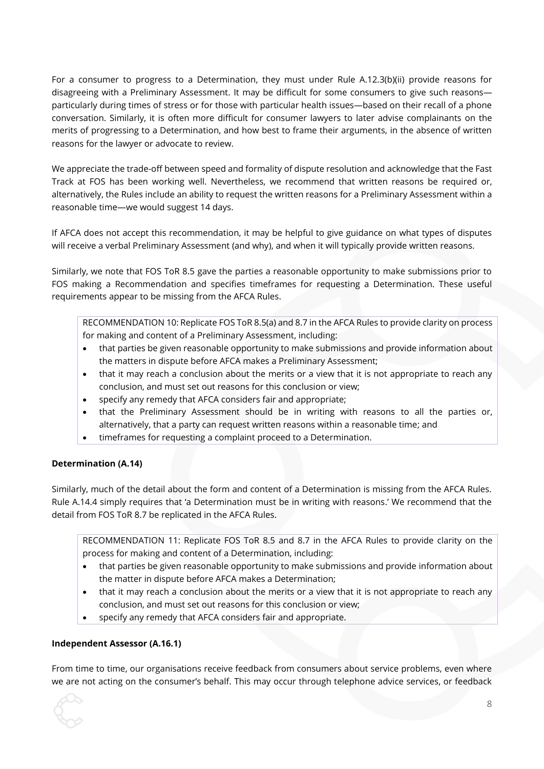For a consumer to progress to a Determination, they must under Rule A.12.3(b)(ii) provide reasons for disagreeing with a Preliminary Assessment. It may be difficult for some consumers to give such reasons—particularly during times of stress or for those with particular health issues—based on their recall of a phone conversation. Similarly, it is often more difficult for consumer lawyers to later advise complainants on the merits of progressing to a Determination, and how best to frame their arguments, in the absence of written reasons for the lawyer or advocate to review.

We appreciate the trade-off between speed and formality of dispute resolution and acknowledge that the Fast Track at FOS has been working well. Nevertheless, we recommend that written reasons be required or, alternatively, the Rules include an ability to request the written reasons for a Preliminary Assessment within a reasonable time—we would suggest 14 days.

If AFCA does not accept this recommendation, it may be helpful to give guidance on what types of disputes will receive a verbal Preliminary Assessment (and why), and when it will typically provide written reasons.

Similarly, we note that FOS ToR 8.5 gave the parties a reasonable opportunity to make submissions prior to FOS making a Recommendation and specifies timeframes for requesting a Determination. These useful requirements appear to be missing from the AFCA Rules.

> RECOMMENDATION 10: Replicate FOS ToR 8.5(a) and 8.7 in the AFCA Rules to provide clarity on process for making and content of a Preliminary Assessment, including:
>
> - that parties be given reasonable opportunity to make submissions and provide information about the matters in dispute before AFCA makes a Preliminary Assessment;
> - that it may reach a conclusion about the merits or a view that it is not appropriate to reach any conclusion, and must set out reasons for this conclusion or view;
> - specify any remedy that AFCA considers fair and appropriate;
> - that the Preliminary Assessment should be in writing with reasons to all the parties or, alternatively, that a party can request written reasons within a reasonable time; and
> - timeframes for requesting a complaint proceed to a Determination.

**Determination (A.14)**

Similarly, much of the detail about the form and content of a Determination is missing from the AFCA Rules. Rule A.14.4 simply requires that 'a Determination must be in writing with reasons.' We recommend that the detail from FOS ToR 8.7 be replicated in the AFCA Rules.

> RECOMMENDATION 11: Replicate FOS ToR 8.5 and 8.7 in the AFCA Rules to provide clarity on the process for making and content of a Determination, including:
>
> - that parties be given reasonable opportunity to make submissions and provide information about the matter in dispute before AFCA makes a Determination;
> - that it may reach a conclusion about the merits or a view that it is not appropriate to reach any conclusion, and must set out reasons for this conclusion or view;
> - specify any remedy that AFCA considers fair and appropriate.

**Independent Assessor (A.16.1)**

From time to time, our organisations receive feedback from consumers about service problems, even where we are not acting on the consumer's behalf. This may occur through telephone advice services, or feedback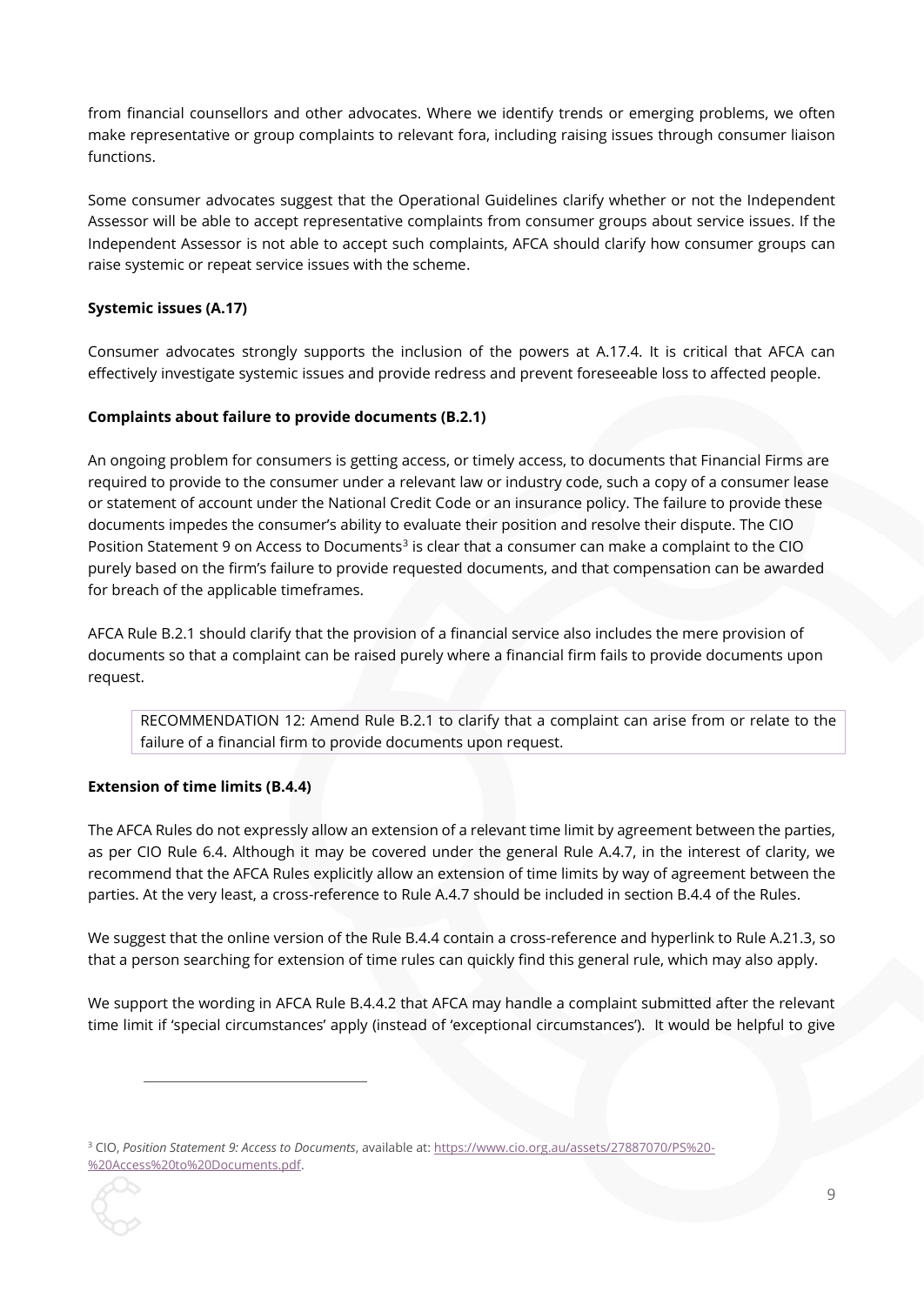from financial counsellors and other advocates. Where we identify trends or emerging problems, we often make representative or group complaints to relevant fora, including raising issues through consumer liaison functions.

Some consumer advocates suggest that the Operational Guidelines clarify whether or not the Independent Assessor will be able to accept representative complaints from consumer groups about service issues. If the Independent Assessor is not able to accept such complaints, AFCA should clarify how consumer groups can raise systemic or repeat service issues with the scheme.

**Systemic issues (A.17)**

Consumer advocates strongly supports the inclusion of the powers at A.17.4. It is critical that AFCA can effectively investigate systemic issues and provide redress and prevent foreseeable loss to affected people.

**Complaints about failure to provide documents (B.2.1)**

An ongoing problem for consumers is getting access, or timely access, to documents that Financial Firms are required to provide to the consumer under a relevant law or industry code, such a copy of a consumer lease or statement of account under the National Credit Code or an insurance policy. The failure to provide these documents impedes the consumer's ability to evaluate their position and resolve their dispute. The CIO Position Statement 9 on Access to Documents[3] is clear that a consumer can make a complaint to the CIO purely based on the firm's failure to provide requested documents, and that compensation can be awarded for breach of the applicable timeframes.

AFCA Rule B.2.1 should clarify that the provision of a financial service also includes the mere provision of documents so that a complaint can be raised purely where a financial firm fails to provide documents upon request.

> RECOMMENDATION 12: Amend Rule B.2.1 to clarify that a complaint can arise from or relate to the failure of a financial firm to provide documents upon request.

**Extension of time limits (B.4.4)**

The AFCA Rules do not expressly allow an extension of a relevant time limit by agreement between the parties, as per CIO Rule 6.4. Although it may be covered under the general Rule A.4.7, in the interest of clarity, we recommend that the AFCA Rules explicitly allow an extension of time limits by way of agreement between the parties. At the very least, a cross-reference to Rule A.4.7 should be included in section B.4.4 of the Rules.

We suggest that the online version of the Rule B.4.4 contain a cross-reference and hyperlink to Rule A.21.3, so that a person searching for extension of time rules can quickly find this general rule, which may also apply.

We support the wording in AFCA Rule B.4.4.2 that AFCA may handle a complaint submitted after the relevant time limit if 'special circumstances' apply (instead of 'exceptional circumstances'). It would be helpful to give

---

[3] CIO, *Position Statement 9: Access to Documents*, available at: https://www.cio.org.au/assets/27887070/PS%20-%20Access%20to%20Documents.pdf.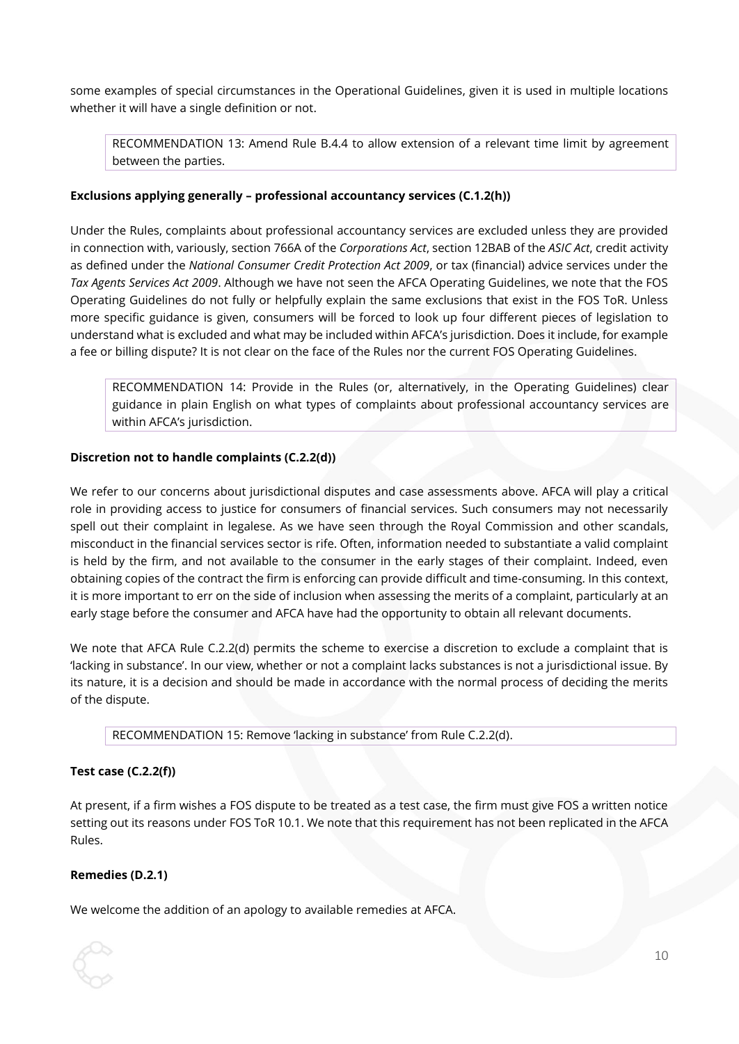some examples of special circumstances in the Operational Guidelines, given it is used in multiple locations whether it will have a single definition or not.

> RECOMMENDATION 13: Amend Rule B.4.4 to allow extension of a relevant time limit by agreement between the parties.

**Exclusions applying generally – professional accountancy services (C.1.2(h))**

Under the Rules, complaints about professional accountancy services are excluded unless they are provided in connection with, variously, section 766A of the *Corporations Act*, section 12BAB of the *ASIC Act*, credit activity as defined under the *National Consumer Credit Protection Act 2009*, or tax (financial) advice services under the *Tax Agents Services Act 2009*. Although we have not seen the AFCA Operating Guidelines, we note that the FOS Operating Guidelines do not fully or helpfully explain the same exclusions that exist in the FOS ToR. Unless more specific guidance is given, consumers will be forced to look up four different pieces of legislation to understand what is excluded and what may be included within AFCA's jurisdiction. Does it include, for example a fee or billing dispute? It is not clear on the face of the Rules nor the current FOS Operating Guidelines.

> RECOMMENDATION 14: Provide in the Rules (or, alternatively, in the Operating Guidelines) clear guidance in plain English on what types of complaints about professional accountancy services are within AFCA's jurisdiction.

**Discretion not to handle complaints (C.2.2(d))**

We refer to our concerns about jurisdictional disputes and case assessments above. AFCA will play a critical role in providing access to justice for consumers of financial services. Such consumers may not necessarily spell out their complaint in legalese. As we have seen through the Royal Commission and other scandals, misconduct in the financial services sector is rife. Often, information needed to substantiate a valid complaint is held by the firm, and not available to the consumer in the early stages of their complaint. Indeed, even obtaining copies of the contract the firm is enforcing can provide difficult and time-consuming. In this context, it is more important to err on the side of inclusion when assessing the merits of a complaint, particularly at an early stage before the consumer and AFCA have had the opportunity to obtain all relevant documents.

We note that AFCA Rule C.2.2(d) permits the scheme to exercise a discretion to exclude a complaint that is 'lacking in substance'. In our view, whether or not a complaint lacks substances is not a jurisdictional issue. By its nature, it is a decision and should be made in accordance with the normal process of deciding the merits of the dispute.

> RECOMMENDATION 15: Remove 'lacking in substance' from Rule C.2.2(d).

**Test case (C.2.2(f))**

At present, if a firm wishes a FOS dispute to be treated as a test case, the firm must give FOS a written notice setting out its reasons under FOS ToR 10.1. We note that this requirement has not been replicated in the AFCA Rules.

**Remedies (D.2.1)**

We welcome the addition of an apology to available remedies at AFCA.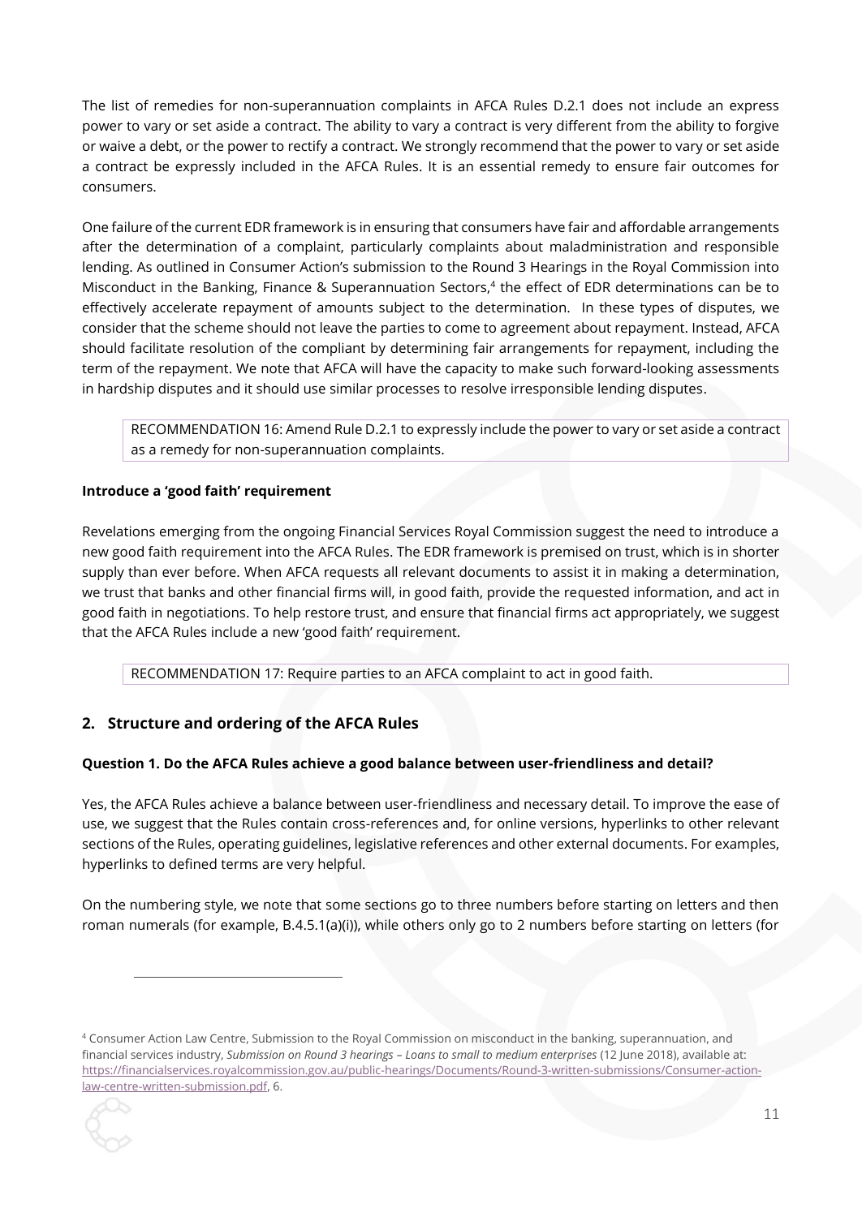The list of remedies for non-superannuation complaints in AFCA Rules D.2.1 does not include an express power to vary or set aside a contract. The ability to vary a contract is very different from the ability to forgive or waive a debt, or the power to rectify a contract. We strongly recommend that the power to vary or set aside a contract be expressly included in the AFCA Rules. It is an essential remedy to ensure fair outcomes for consumers.

One failure of the current EDR framework is in ensuring that consumers have fair and affordable arrangements after the determination of a complaint, particularly complaints about maladministration and responsible lending. As outlined in Consumer Action's submission to the Round 3 Hearings in the Royal Commission into Misconduct in the Banking, Finance & Superannuation Sectors,[4] the effect of EDR determinations can be to effectively accelerate repayment of amounts subject to the determination. In these types of disputes, we consider that the scheme should not leave the parties to come to agreement about repayment. Instead, AFCA should facilitate resolution of the compliant by determining fair arrangements for repayment, including the term of the repayment. We note that AFCA will have the capacity to make such forward-looking assessments in hardship disputes and it should use similar processes to resolve irresponsible lending disputes.

> RECOMMENDATION 16: Amend Rule D.2.1 to expressly include the power to vary or set aside a contract as a remedy for non-superannuation complaints.

**Introduce a 'good faith' requirement**

Revelations emerging from the ongoing Financial Services Royal Commission suggest the need to introduce a new good faith requirement into the AFCA Rules. The EDR framework is premised on trust, which is in shorter supply than ever before. When AFCA requests all relevant documents to assist it in making a determination, we trust that banks and other financial firms will, in good faith, provide the requested information, and act in good faith in negotiations. To help restore trust, and ensure that financial firms act appropriately, we suggest that the AFCA Rules include a new 'good faith' requirement.

> RECOMMENDATION 17: Require parties to an AFCA complaint to act in good faith.

## 2. Structure and ordering of the AFCA Rules

**Question 1. Do the AFCA Rules achieve a good balance between user-friendliness and detail?**

Yes, the AFCA Rules achieve a balance between user-friendliness and necessary detail. To improve the ease of use, we suggest that the Rules contain cross-references and, for online versions, hyperlinks to other relevant sections of the Rules, operating guidelines, legislative references and other external documents. For examples, hyperlinks to defined terms are very helpful.

On the numbering style, we note that some sections go to three numbers before starting on letters and then roman numerals (for example, B.4.5.1(a)(i)), while others only go to 2 numbers before starting on letters (for

---

[4] Consumer Action Law Centre, Submission to the Royal Commission on misconduct in the banking, superannuation, and financial services industry, *Submission on Round 3 hearings – Loans to small to medium enterprises* (12 June 2018), available at: https://financialservices.royalcommission.gov.au/public-hearings/Documents/Round-3-written-submissions/Consumer-action-law-centre-written-submission.pdf, 6.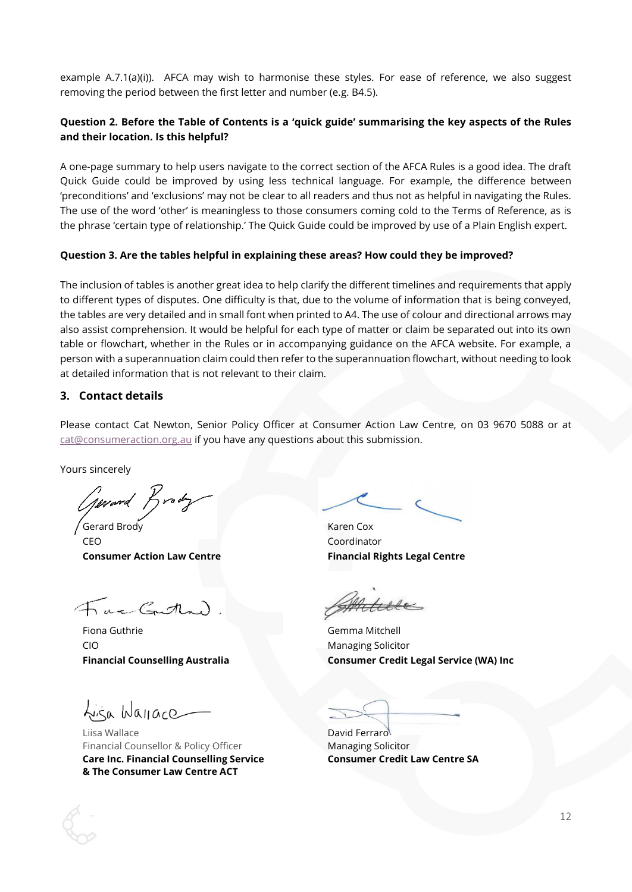example A.7.1(a)(i)). AFCA may wish to harmonise these styles. For ease of reference, we also suggest removing the period between the first letter and number (e.g. B4.5).

**Question 2. Before the Table of Contents is a 'quick guide' summarising the key aspects of the Rules and their location. Is this helpful?**

A one-page summary to help users navigate to the correct section of the AFCA Rules is a good idea. The draft Quick Guide could be improved by using less technical language. For example, the difference between 'preconditions' and 'exclusions' may not be clear to all readers and thus not as helpful in navigating the Rules. The use of the word 'other' is meaningless to those consumers coming cold to the Terms of Reference, as is the phrase 'certain type of relationship.' The Quick Guide could be improved by use of a Plain English expert.

**Question 3. Are the tables helpful in explaining these areas? How could they be improved?**

The inclusion of tables is another great idea to help clarify the different timelines and requirements that apply to different types of disputes. One difficulty is that, due to the volume of information that is being conveyed, the tables are very detailed and in small font when printed to A4. The use of colour and directional arrows may also assist comprehension. It would be helpful for each type of matter or claim be separated out into its own table or flowchart, whether in the Rules or in accompanying guidance on the AFCA website. For example, a person with a superannuation claim could then refer to the superannuation flowchart, without needing to look at detailed information that is not relevant to their claim.

## 3. Contact details

Please contact Cat Newton, Senior Policy Officer at Consumer Action Law Centre, on 03 9670 5088 or at cat@consumeraction.org.au if you have any questions about this submission.

Yours sincerely

Gerard Brody
CEO
**Consumer Action Law Centre**

Karen Cox
Coordinator
**Financial Rights Legal Centre**

Fiona Guthrie
CIO
**Financial Counselling Australia**

Gemma Mitchell
Managing Solicitor
**Consumer Credit Legal Service (WA) Inc**

Liisa Wallace
Financial Counsellor & Policy Officer
**Care Inc. Financial Counselling Service & The Consumer Law Centre ACT**

David Ferraro
Managing Solicitor
**Consumer Credit Law Centre SA**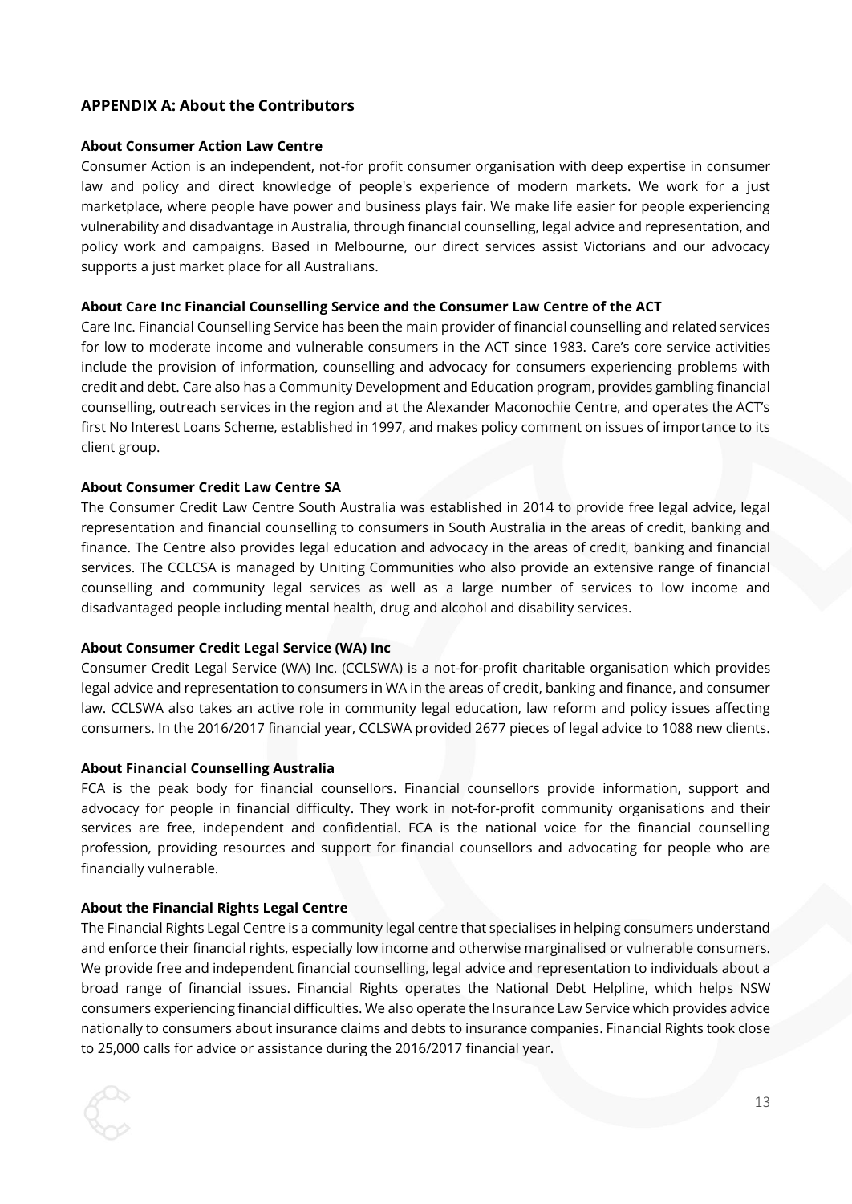## APPENDIX A: About the Contributors

**About Consumer Action Law Centre**

Consumer Action is an independent, not-for profit consumer organisation with deep expertise in consumer law and policy and direct knowledge of people's experience of modern markets. We work for a just marketplace, where people have power and business plays fair. We make life easier for people experiencing vulnerability and disadvantage in Australia, through financial counselling, legal advice and representation, and policy work and campaigns. Based in Melbourne, our direct services assist Victorians and our advocacy supports a just market place for all Australians.

**About Care Inc Financial Counselling Service and the Consumer Law Centre of the ACT**

Care Inc. Financial Counselling Service has been the main provider of financial counselling and related services for low to moderate income and vulnerable consumers in the ACT since 1983. Care's core service activities include the provision of information, counselling and advocacy for consumers experiencing problems with credit and debt. Care also has a Community Development and Education program, provides gambling financial counselling, outreach services in the region and at the Alexander Maconochie Centre, and operates the ACT's first No Interest Loans Scheme, established in 1997, and makes policy comment on issues of importance to its client group.

**About Consumer Credit Law Centre SA**

The Consumer Credit Law Centre South Australia was established in 2014 to provide free legal advice, legal representation and financial counselling to consumers in South Australia in the areas of credit, banking and finance. The Centre also provides legal education and advocacy in the areas of credit, banking and financial services. The CCLCSA is managed by Uniting Communities who also provide an extensive range of financial counselling and community legal services as well as a large number of services to low income and disadvantaged people including mental health, drug and alcohol and disability services.

**About Consumer Credit Legal Service (WA) Inc**

Consumer Credit Legal Service (WA) Inc. (CCLSWA) is a not-for-profit charitable organisation which provides legal advice and representation to consumers in WA in the areas of credit, banking and finance, and consumer law. CCLSWA also takes an active role in community legal education, law reform and policy issues affecting consumers. In the 2016/2017 financial year, CCLSWA provided 2677 pieces of legal advice to 1088 new clients.

**About Financial Counselling Australia**

FCA is the peak body for financial counsellors. Financial counsellors provide information, support and advocacy for people in financial difficulty. They work in not-for-profit community organisations and their services are free, independent and confidential. FCA is the national voice for the financial counselling profession, providing resources and support for financial counsellors and advocating for people who are financially vulnerable.

**About the Financial Rights Legal Centre**

The Financial Rights Legal Centre is a community legal centre that specialises in helping consumers understand and enforce their financial rights, especially low income and otherwise marginalised or vulnerable consumers. We provide free and independent financial counselling, legal advice and representation to individuals about a broad range of financial issues. Financial Rights operates the National Debt Helpline, which helps NSW consumers experiencing financial difficulties. We also operate the Insurance Law Service which provides advice nationally to consumers about insurance claims and debts to insurance companies. Financial Rights took close to 25,000 calls for advice or assistance during the 2016/2017 financial year.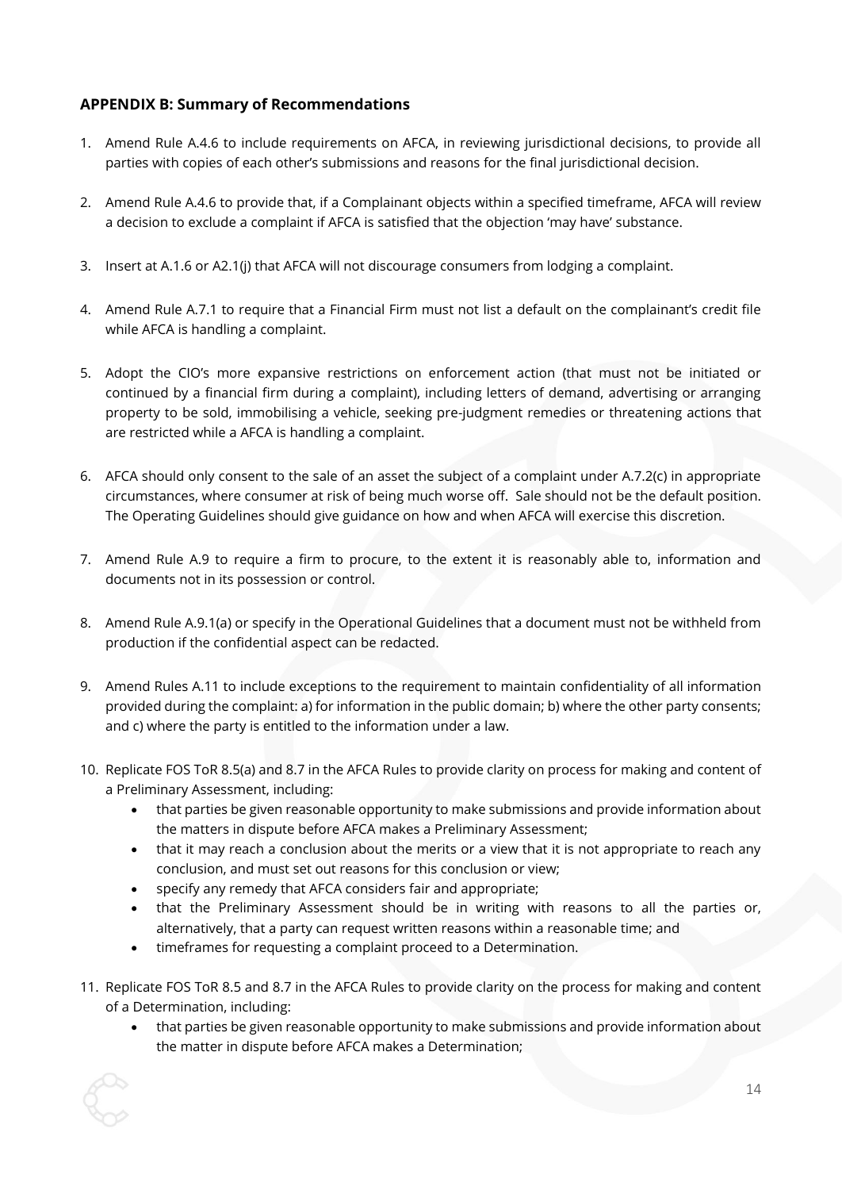### APPENDIX B: Summary of Recommendations

1. Amend Rule A.4.6 to include requirements on AFCA, in reviewing jurisdictional decisions, to provide all parties with copies of each other's submissions and reasons for the final jurisdictional decision.

2. Amend Rule A.4.6 to provide that, if a Complainant objects within a specified timeframe, AFCA will review a decision to exclude a complaint if AFCA is satisfied that the objection 'may have' substance.

3. Insert at A.1.6 or A2.1(j) that AFCA will not discourage consumers from lodging a complaint.

4. Amend Rule A.7.1 to require that a Financial Firm must not list a default on the complainant's credit file while AFCA is handling a complaint.

5. Adopt the CIO's more expansive restrictions on enforcement action (that must not be initiated or continued by a financial firm during a complaint), including letters of demand, advertising or arranging property to be sold, immobilising a vehicle, seeking pre-judgment remedies or threatening actions that are restricted while a AFCA is handling a complaint.

6. AFCA should only consent to the sale of an asset the subject of a complaint under A.7.2(c) in appropriate circumstances, where consumer at risk of being much worse off. Sale should not be the default position. The Operating Guidelines should give guidance on how and when AFCA will exercise this discretion.

7. Amend Rule A.9 to require a firm to procure, to the extent it is reasonably able to, information and documents not in its possession or control.

8. Amend Rule A.9.1(a) or specify in the Operational Guidelines that a document must not be withheld from production if the confidential aspect can be redacted.

9. Amend Rules A.11 to include exceptions to the requirement to maintain confidentiality of all information provided during the complaint: a) for information in the public domain; b) where the other party consents; and c) where the party is entitled to the information under a law.

10. Replicate FOS ToR 8.5(a) and 8.7 in the AFCA Rules to provide clarity on process for making and content of a Preliminary Assessment, including:
    - that parties be given reasonable opportunity to make submissions and provide information about the matters in dispute before AFCA makes a Preliminary Assessment;
    - that it may reach a conclusion about the merits or a view that it is not appropriate to reach any conclusion, and must set out reasons for this conclusion or view;
    - specify any remedy that AFCA considers fair and appropriate;
    - that the Preliminary Assessment should be in writing with reasons to all the parties or, alternatively, that a party can request written reasons within a reasonable time; and
    - timeframes for requesting a complaint proceed to a Determination.

11. Replicate FOS ToR 8.5 and 8.7 in the AFCA Rules to provide clarity on the process for making and content of a Determination, including:
    - that parties be given reasonable opportunity to make submissions and provide information about the matter in dispute before AFCA makes a Determination;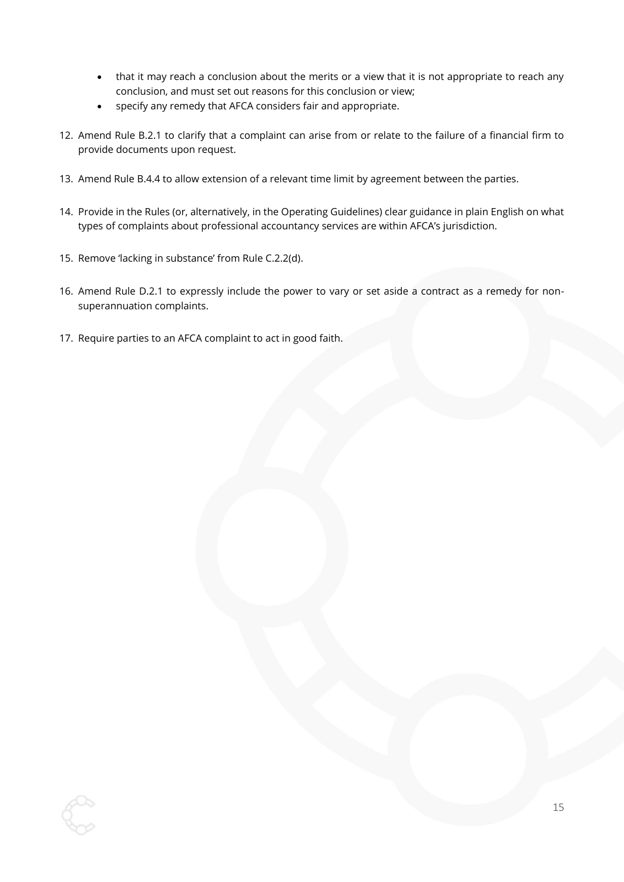- that it may reach a conclusion about the merits or a view that it is not appropriate to reach any conclusion, and must set out reasons for this conclusion or view;
- specify any remedy that AFCA considers fair and appropriate.

12. Amend Rule B.2.1 to clarify that a complaint can arise from or relate to the failure of a financial firm to provide documents upon request.

13. Amend Rule B.4.4 to allow extension of a relevant time limit by agreement between the parties.

14. Provide in the Rules (or, alternatively, in the Operating Guidelines) clear guidance in plain English on what types of complaints about professional accountancy services are within AFCA's jurisdiction.

15. Remove 'lacking in substance' from Rule C.2.2(d).

16. Amend Rule D.2.1 to expressly include the power to vary or set aside a contract as a remedy for non-superannuation complaints.

17. Require parties to an AFCA complaint to act in good faith.